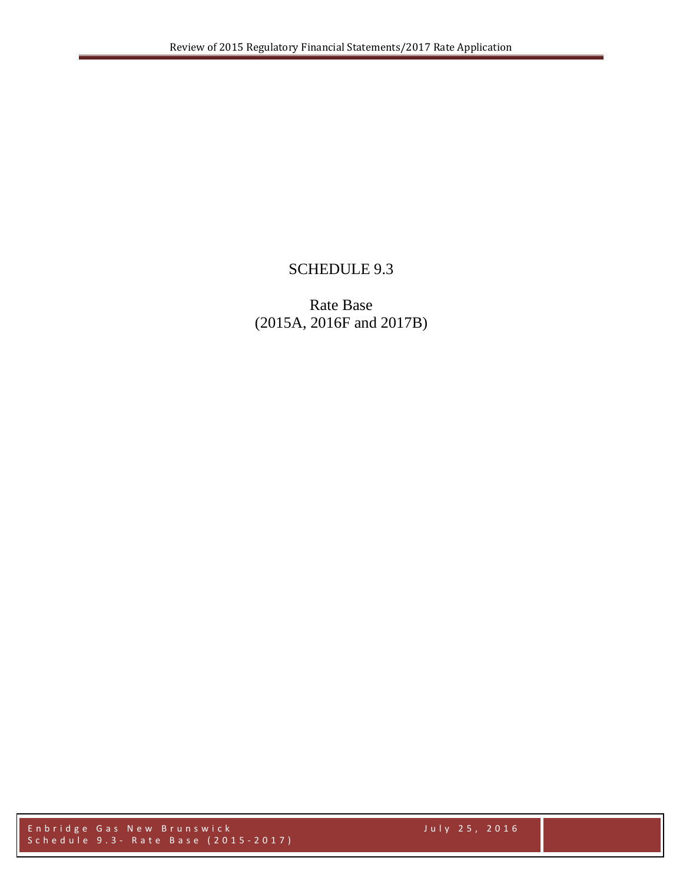# SCHEDULE 9.3

Rate Base
(2015A, 2016F and 2017B)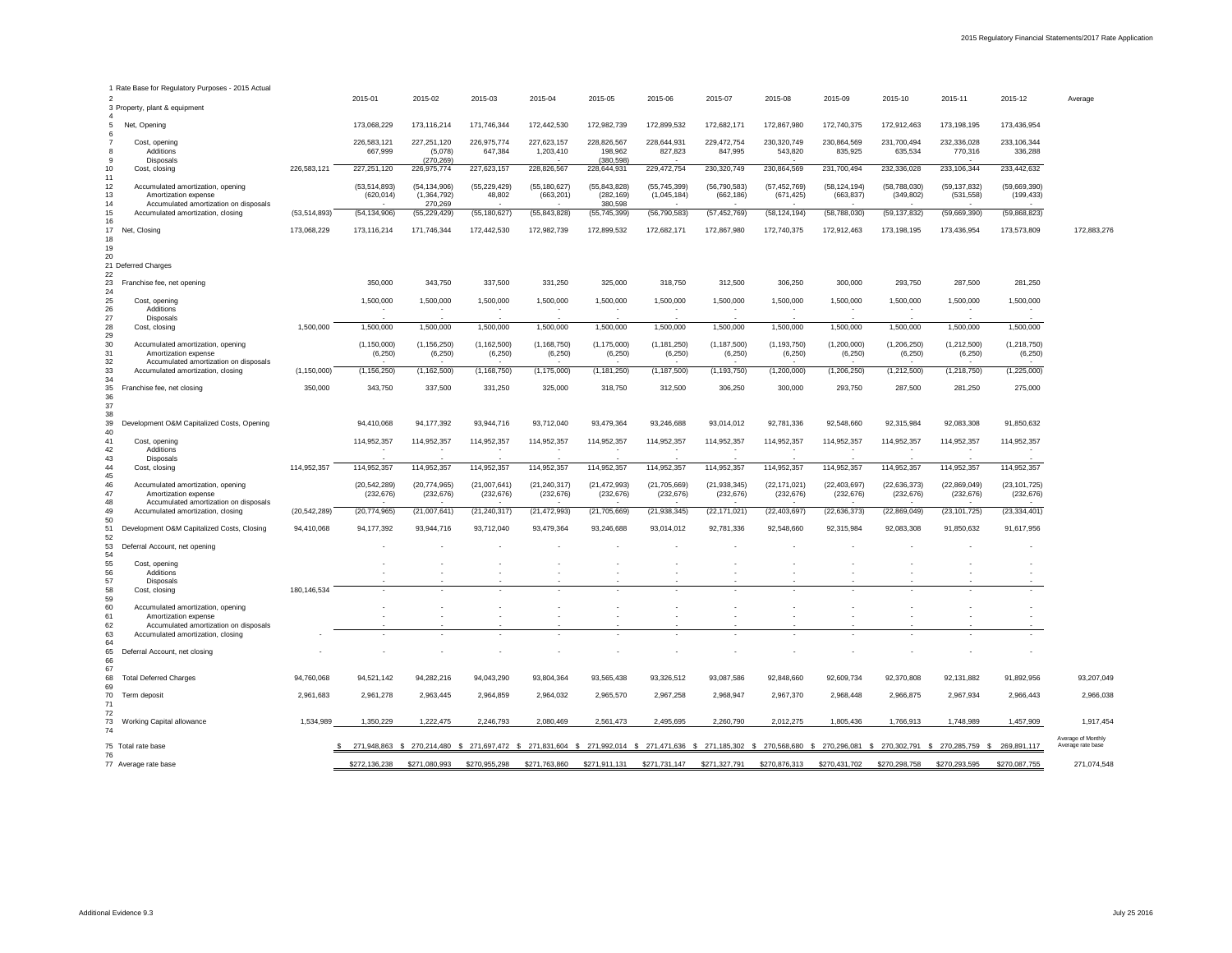| # | Rate Base for Regulatory Purposes - 2015 Actual | | 2015-01 | 2015-02 | 2015-03 | 2015-04 | 2015-05 | 2015-06 | 2015-07 | 2015-08 | 2015-09 | 2015-10 | 2015-11 | 2015-12 | Average |
|---|---|---|---|---|---|---|---|---|---|---|---|---|---|---|---|
| 2 | | | | | | | | | | | | | | | |
| 3 | Property, plant & equipment | | | | | | | | | | | | | | |
| 4 | | | | | | | | | | | | | | | |
| 5 | Net, Opening | | 173,068,229 | 173,116,214 | 171,746,344 | 172,442,530 | 172,982,739 | 172,899,532 | 172,682,171 | 172,867,980 | 172,740,375 | 172,912,463 | 173,198,195 | 173,436,954 | |
| 6 | | | | | | | | | | | | | | | |
| 7 | Cost, opening | | 226,583,121 | 227,251,120 | 226,975,774 | 227,623,157 | 228,826,567 | 228,644,931 | 229,472,754 | 230,320,749 | 230,864,569 | 231,700,494 | 232,336,028 | 233,106,344 | |
| 8 | Additions | | 667,999 | (5,078) | 647,384 | 1,203,410 | 198,962 | 827,823 | 847,995 | 543,820 | 835,925 | 635,534 | 770,316 | 336,288 | |
| 9 | Disposals | | - | (270,269) | - | - | (380,598) | - | - | - | - | - | - | - | |
| 10 | Cost, closing | 226,583,121 | 227,251,120 | 226,975,774 | 227,623,157 | 228,826,567 | 228,644,931 | 229,472,754 | 230,320,749 | 230,864,569 | 231,700,494 | 232,336,028 | 233,106,344 | 233,442,632 | |
| 11 | | | | | | | | | | | | | | | |
| 12 | Accumulated amortization, opening | | (53,514,893) | (54,134,906) | (55,229,429) | (55,180,627) | (55,843,828) | (55,745,399) | (56,790,583) | (57,452,769) | (58,124,194) | (58,788,030) | (59,137,832) | (59,669,390) | |
| 13 | Amortization expense | | (620,014) | (1,364,792) | 48,802 | (663,201) | (282,169) | (1,045,184) | (662,186) | (671,425) | (663,837) | (349,802) | (531,558) | (199,433) | |
| 14 | Accumulated amortization on disposals | | - | 270,269 | - | - | 380,598 | - | - | - | - | - | - | - | |
| 15 | Accumulated amortization, closing | (53,514,893) | (54,134,906) | (55,229,429) | (55,180,627) | (55,843,828) | (55,745,399) | (56,790,583) | (57,452,769) | (58,124,194) | (58,788,030) | (59,137,832) | (59,669,390) | (59,868,823) | |
| 16 | | | | | | | | | | | | | | | |
| 17 | Net, Closing | 173,068,229 | 173,116,214 | 171,746,344 | 172,442,530 | 172,982,739 | 172,899,532 | 172,682,171 | 172,867,980 | 172,740,375 | 172,912,463 | 173,198,195 | 173,436,954 | 173,573,809 | 172,883,276 |
| 18 | | | | | | | | | | | | | | | |
| 19 | | | | | | | | | | | | | | | |
| 20 | | | | | | | | | | | | | | | |
| 21 | Deferred Charges | | | | | | | | | | | | | | |
| 22 | | | | | | | | | | | | | | | |
| 23 | Franchise fee, net opening | | 350,000 | 343,750 | 337,500 | 331,250 | 325,000 | 318,750 | 312,500 | 306,250 | 300,000 | 293,750 | 287,500 | 281,250 | |
| 24 | | | | | | | | | | | | | | | |
| 25 | Cost, opening | | 1,500,000 | 1,500,000 | 1,500,000 | 1,500,000 | 1,500,000 | 1,500,000 | 1,500,000 | 1,500,000 | 1,500,000 | 1,500,000 | 1,500,000 | 1,500,000 | |
| 26 | Additions | | - | - | - | - | - | - | - | - | - | - | - | - | |
| 27 | Disposals | | - | - | - | - | - | - | - | - | - | - | - | - | |
| 28 | Cost, closing | 1,500,000 | 1,500,000 | 1,500,000 | 1,500,000 | 1,500,000 | 1,500,000 | 1,500,000 | 1,500,000 | 1,500,000 | 1,500,000 | 1,500,000 | 1,500,000 | 1,500,000 | |
| 29 | | | | | | | | | | | | | | | |
| 30 | Accumulated amortization, opening | | (1,150,000) | (1,156,250) | (1,162,500) | (1,168,750) | (1,175,000) | (1,181,250) | (1,187,500) | (1,193,750) | (1,200,000) | (1,206,250) | (1,212,500) | (1,218,750) | |
| 31 | Amortization expense | | (6,250) | (6,250) | (6,250) | (6,250) | (6,250) | (6,250) | (6,250) | (6,250) | (6,250) | (6,250) | (6,250) | (6,250) | |
| 32 | Accumulated amortization on disposals | | - | - | - | - | - | - | - | - | - | - | - | - | |
| 33 | Accumulated amortization, closing | (1,150,000) | (1,156,250) | (1,162,500) | (1,168,750) | (1,175,000) | (1,181,250) | (1,187,500) | (1,193,750) | (1,200,000) | (1,206,250) | (1,212,500) | (1,218,750) | (1,225,000) | |
| 34 | | | | | | | | | | | | | | | |
| 35 | Franchise fee, net closing | 350,000 | 343,750 | 337,500 | 331,250 | 325,000 | 318,750 | 312,500 | 306,250 | 300,000 | 293,750 | 287,500 | 281,250 | 275,000 | |
| 36 | | | | | | | | | | | | | | | |
| 37 | | | | | | | | | | | | | | | |
| 38 | | | | | | | | | | | | | | | |
| 39 | Development O&M Capitalized Costs, Opening | | 94,410,068 | 94,177,392 | 93,944,716 | 93,712,040 | 93,479,364 | 93,246,688 | 93,014,012 | 92,781,336 | 92,548,660 | 92,315,984 | 92,083,308 | 91,850,632 | |
| 40 | | | | | | | | | | | | | | | |
| 41 | Cost, opening | | 114,952,357 | 114,952,357 | 114,952,357 | 114,952,357 | 114,952,357 | 114,952,357 | 114,952,357 | 114,952,357 | 114,952,357 | 114,952,357 | 114,952,357 | 114,952,357 | |
| 42 | Additions | | - | - | - | - | - | - | - | - | - | - | - | - | |
| 43 | Disposals | | - | - | - | - | - | - | - | - | - | - | - | - | |
| 44 | Cost, closing | 114,952,357 | 114,952,357 | 114,952,357 | 114,952,357 | 114,952,357 | 114,952,357 | 114,952,357 | 114,952,357 | 114,952,357 | 114,952,357 | 114,952,357 | 114,952,357 | 114,952,357 | |
| 45 | | | | | | | | | | | | | | | |
| 46 | Accumulated amortization, opening | | (20,542,289) | (20,774,965) | (21,007,641) | (21,240,317) | (21,472,993) | (21,705,669) | (21,938,345) | (22,171,021) | (22,403,697) | (22,636,373) | (22,869,049) | (23,101,725) | |
| 47 | Amortization expense | | (232,676) | (232,676) | (232,676) | (232,676) | (232,676) | (232,676) | (232,676) | (232,676) | (232,676) | (232,676) | (232,676) | (232,676) | |
| 48 | Accumulated amortization on disposals | | - | - | - | - | - | - | - | - | - | - | - | - | |
| 49 | Accumulated amortization, closing | (20,542,289) | (20,774,965) | (21,007,641) | (21,240,317) | (21,472,993) | (21,705,669) | (21,938,345) | (22,171,021) | (22,403,697) | (22,636,373) | (22,869,049) | (23,101,725) | (23,334,401) | |
| 50 | | | | | | | | | | | | | | | |
| 51 | Development O&M Capitalized Costs, Closing | 94,410,068 | 94,177,392 | 93,944,716 | 93,712,040 | 93,479,364 | 93,246,688 | 93,014,012 | 92,781,336 | 92,548,660 | 92,315,984 | 92,083,308 | 91,850,632 | 91,617,956 | |
| 52 | | | | | | | | | | | | | | | |
| 53 | Deferral Account, net opening | | - | - | - | - | - | - | - | - | - | - | - | - | |
| 54 | | | | | | | | | | | | | | | |
| 55 | Cost, opening | | - | - | - | - | - | - | - | - | - | - | - | - | |
| 56 | Additions | | - | - | - | - | - | - | - | - | - | - | - | - | |
| 57 | Disposals | | - | - | - | - | - | - | - | - | - | - | - | - | |
| 58 | Cost, closing | 180,146,534 | - | - | - | - | - | - | - | - | - | - | - | - | |
| 59 | | | | | | | | | | | | | | | |
| 60 | Accumulated amortization, opening | | - | - | - | - | - | - | - | - | - | - | - | - | |
| 61 | Amortization expense | | - | - | - | - | - | - | - | - | - | - | - | - | |
| 62 | Accumulated amortization on disposals | | - | - | - | - | - | - | - | - | - | - | - | - | |
| 63 | Accumulated amortization, closing | - | - | - | - | - | - | - | - | - | - | - | - | - | |
| 64 | | | | | | | | | | | | | | | |
| 65 | Deferral Account, net closing | - | - | - | - | - | - | - | - | - | - | - | - | - | |
| 66 | | | | | | | | | | | | | | | |
| 67 | | | | | | | | | | | | | | | |
| 68 | Total Deferred Charges | 94,760,068 | 94,521,142 | 94,282,216 | 94,043,290 | 93,804,364 | 93,565,438 | 93,326,512 | 93,087,586 | 92,848,660 | 92,609,734 | 92,370,808 | 92,131,882 | 91,892,956 | 93,207,049 |
| 69 | | | | | | | | | | | | | | | |
| 70 | Term deposit | 2,961,683 | 2,961,278 | 2,963,445 | 2,964,859 | 2,964,032 | 2,965,570 | 2,967,258 | 2,968,947 | 2,967,370 | 2,968,448 | 2,966,875 | 2,967,934 | 2,966,443 | 2,966,038 |
| 71 | | | | | | | | | | | | | | | |
| 72 | | | | | | | | | | | | | | | |
| 73 | Working Capital allowance | 1,534,989 | 1,350,229 | 1,222,475 | 2,246,793 | 2,080,469 | 2,561,473 | 2,495,695 | 2,260,790 | 2,012,275 | 1,805,436 | 1,766,913 | 1,748,989 | 1,457,909 | 1,917,454 |
| 74 | | | | | | | | | | | | | | | |
| 75 | Total rate base | | $ 271,948,863 | $ 270,214,480 | $ 271,697,472 | $ 271,831,604 | $ 271,992,014 | $ 271,471,636 | $ 271,185,302 | $ 270,568,680 | $ 270,296,081 | $ 270,302,791 | $ 270,285,759 | $ 269,891,117 | Average of Monthly Average rate base |
| 76 | | | | | | | | | | | | | | | |
| 77 | Average rate base | | $272,136,238 | $271,080,993 | $270,955,298 | $271,763,860 | $271,911,131 | $271,731,147 | $271,327,791 | $270,876,313 | $270,431,702 | $270,298,758 | $270,293,595 | $270,087,755 | 271,074,548 |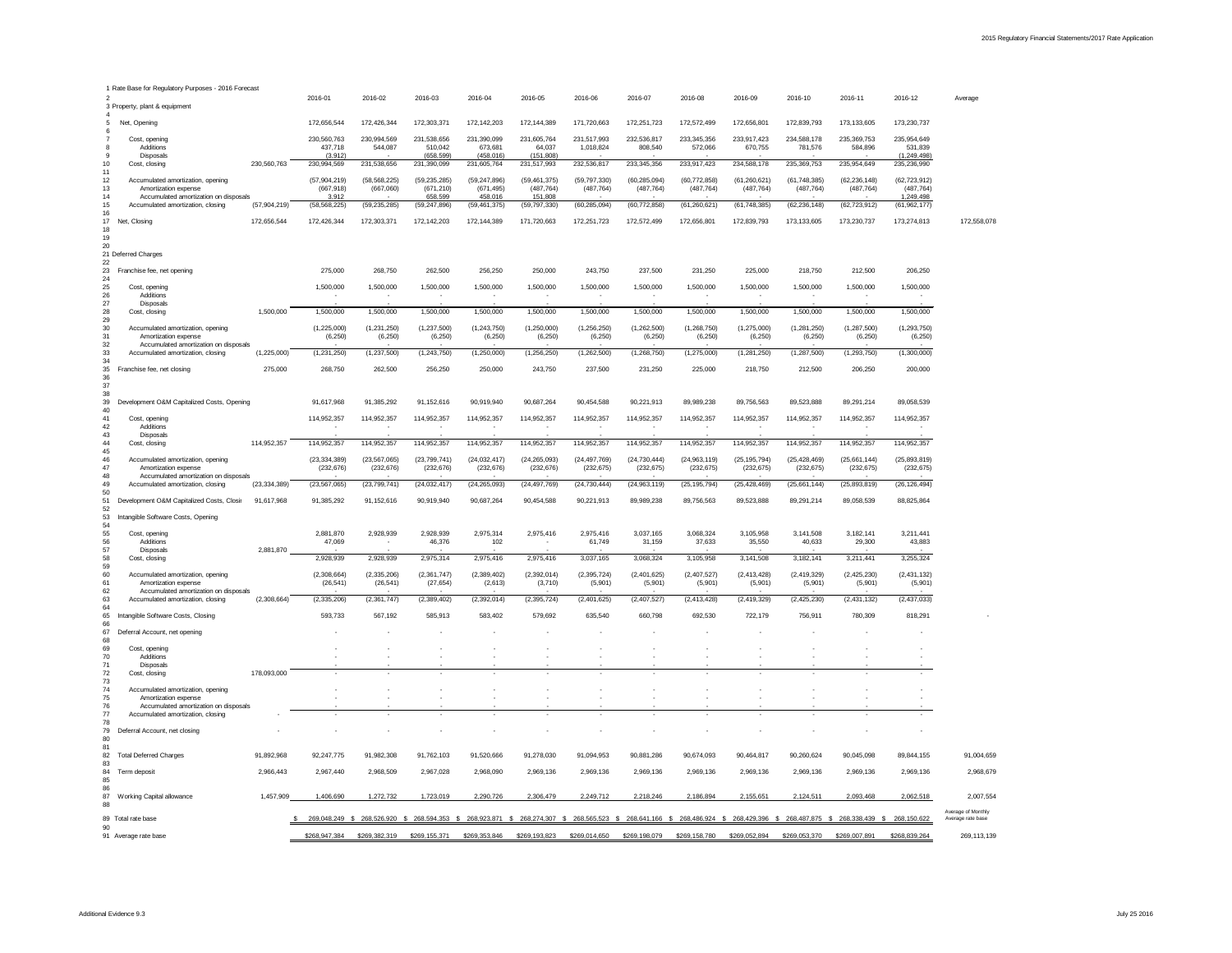| # | Rate Base for Regulatory Purposes - 2016 Forecast | | 2016-01 | 2016-02 | 2016-03 | 2016-04 | 2016-05 | 2016-06 | 2016-07 | 2016-08 | 2016-09 | 2016-10 | 2016-11 | 2016-12 | Average |
|---|---|---|---|---|---|---|---|---|---|---|---|---|---|---|---|
| 3 | Property, plant & equipment | | | | | | | | | | | | | | |
| 5 | Net, Opening | | 172,656,544 | 172,426,344 | 172,303,371 | 172,142,203 | 172,144,389 | 171,720,663 | 172,251,723 | 172,572,499 | 172,656,801 | 172,839,793 | 173,133,605 | 173,230,737 | |
| 7 | Cost, opening | | 230,560,763 | 230,994,569 | 231,538,656 | 231,390,099 | 231,605,764 | 231,517,993 | 232,536,817 | 233,345,356 | 233,917,423 | 234,588,178 | 235,369,753 | 235,954,649 | |
| 8 | Additions | | 437,718 | 544,087 | 510,042 | 673,681 | 64,037 | 1,018,824 | 808,540 | 572,066 | 670,755 | 781,576 | 584,896 | 531,839 | |
| 9 | Disposals | | (3,912) | - | (658,599) | (458,016) | (151,808) | - | - | - | - | - | - | (1,249,498) | |
| 10 | Cost, closing | 230,560,763 | 230,994,569 | 231,538,656 | 231,390,099 | 231,605,764 | 231,517,993 | 232,536,817 | 233,345,356 | 233,917,423 | 234,588,178 | 235,369,753 | 235,954,649 | 235,236,990 | |
| 12 | Accumulated amortization, opening | | (57,904,219) | (58,568,225) | (59,235,285) | (59,247,896) | (59,461,375) | (59,797,330) | (60,285,094) | (60,772,858) | (61,260,621) | (61,748,385) | (62,236,148) | (62,723,912) | |
| 13 | Amortization expense | | (667,918) | (667,060) | (671,210) | (671,495) | (487,764) | (487,764) | (487,764) | (487,764) | (487,764) | (487,764) | (487,764) | (487,764) | |
| 14 | Accumulated amortization on disposals | | 3,912 | - | 658,599 | 458,016 | 151,808 | - | - | - | - | - | - | 1,249,498 | |
| 15 | Accumulated amortization, closing | (57,904,219) | (58,568,225) | (59,235,285) | (59,247,896) | (59,461,375) | (59,797,330) | (60,285,094) | (60,772,858) | (61,260,621) | (61,748,385) | (62,236,148) | (62,723,912) | (61,962,177) | |
| 17 | Net, Closing | 172,656,544 | 172,426,344 | 172,303,371 | 172,142,203 | 172,144,389 | 171,720,663 | 172,251,723 | 172,572,499 | 172,656,801 | 172,839,793 | 173,133,605 | 173,230,737 | 173,274,813 | 172,558,078 |
| 21 | Deferred Charges | | | | | | | | | | | | | | |
| 23 | Franchise fee, net opening | | 275,000 | 268,750 | 262,500 | 256,250 | 250,000 | 243,750 | 237,500 | 231,250 | 225,000 | 218,750 | 212,500 | 206,250 | |
| 25 | Cost, opening | | 1,500,000 | 1,500,000 | 1,500,000 | 1,500,000 | 1,500,000 | 1,500,000 | 1,500,000 | 1,500,000 | 1,500,000 | 1,500,000 | 1,500,000 | 1,500,000 | |
| 26 | Additions | | - | - | - | - | - | - | - | - | - | - | - | - | |
| 27 | Disposals | | - | - | - | - | - | - | - | - | - | - | - | - | |
| 28 | Cost, closing | 1,500,000 | 1,500,000 | 1,500,000 | 1,500,000 | 1,500,000 | 1,500,000 | 1,500,000 | 1,500,000 | 1,500,000 | 1,500,000 | 1,500,000 | 1,500,000 | 1,500,000 | |
| 30 | Accumulated amortization, opening | | (1,225,000) | (1,231,250) | (1,237,500) | (1,243,750) | (1,250,000) | (1,256,250) | (1,262,500) | (1,268,750) | (1,275,000) | (1,281,250) | (1,287,500) | (1,293,750) | |
| 31 | Amortization expense | | (6,250) | (6,250) | (6,250) | (6,250) | (6,250) | (6,250) | (6,250) | (6,250) | (6,250) | (6,250) | (6,250) | (6,250) | |
| 32 | Accumulated amortization on disposals | | - | - | - | - | - | - | - | - | - | - | - | - | |
| 33 | Accumulated amortization, closing | (1,225,000) | (1,231,250) | (1,237,500) | (1,243,750) | (1,250,000) | (1,256,250) | (1,262,500) | (1,268,750) | (1,275,000) | (1,281,250) | (1,287,500) | (1,293,750) | (1,300,000) | |
| 35 | Franchise fee, net closing | 275,000 | 268,750 | 262,500 | 256,250 | 250,000 | 243,750 | 237,500 | 231,250 | 225,000 | 218,750 | 212,500 | 206,250 | 200,000 | |
| 39 | Development O&M Capitalized Costs, Opening | | 91,617,968 | 91,385,292 | 91,152,616 | 90,919,940 | 90,687,264 | 90,454,588 | 90,221,913 | 89,989,238 | 89,756,563 | 89,523,888 | 89,291,214 | 89,058,539 | |
| 41 | Cost, opening | | 114,952,357 | 114,952,357 | 114,952,357 | 114,952,357 | 114,952,357 | 114,952,357 | 114,952,357 | 114,952,357 | 114,952,357 | 114,952,357 | 114,952,357 | 114,952,357 | |
| 42 | Additions | | - | - | - | - | - | - | - | - | - | - | - | - | |
| 43 | Disposals | | - | - | - | - | - | - | - | - | - | - | - | - | |
| 44 | Cost, closing | 114,952,357 | 114,952,357 | 114,952,357 | 114,952,357 | 114,952,357 | 114,952,357 | 114,952,357 | 114,952,357 | 114,952,357 | 114,952,357 | 114,952,357 | 114,952,357 | 114,952,357 | |
| 46 | Accumulated amortization, opening | | (23,334,389) | (23,567,065) | (23,799,741) | (24,032,417) | (24,265,093) | (24,497,769) | (24,730,444) | (24,963,119) | (25,195,794) | (25,428,469) | (25,661,144) | (25,893,819) | |
| 47 | Amortization expense | | (232,676) | (232,676) | (232,676) | (232,676) | (232,676) | (232,676) | (232,675) | (232,675) | (232,675) | (232,675) | (232,675) | (232,675) | |
| 48 | Accumulated amortization on disposals | | - | - | - | - | - | - | - | - | - | - | - | - | |
| 49 | Accumulated amortization, closing | (23,334,389) | (23,567,065) | (23,799,741) | (24,032,417) | (24,265,093) | (24,497,769) | (24,730,444) | (24,963,119) | (25,195,794) | (25,428,469) | (25,661,144) | (25,893,819) | (26,126,494) | |
| 51 | Development O&M Capitalized Costs, Closi | 91,617,968 | 91,385,292 | 91,152,616 | 90,919,940 | 90,687,264 | 90,454,588 | 90,221,913 | 89,989,238 | 89,756,563 | 89,523,888 | 89,291,214 | 89,058,539 | 88,825,864 | |
| 53 | Intangible Software Costs, Opening | | | | | | | | | | | | | | |
| 55 | Cost, opening | | 2,881,870 | 2,928,939 | 2,928,939 | 2,975,314 | 2,975,416 | 2,975,416 | 3,037,165 | 3,068,324 | 3,105,958 | 3,141,508 | 3,182,141 | 3,211,441 | |
| 56 | Additions | | 47,069 | - | 46,376 | 102 | - | 61,749 | 31,159 | 37,633 | 35,550 | 40,633 | 29,300 | 43,883 | |
| 57 | Disposals | 2,881,870 | - | - | - | - | - | - | - | - | - | - | - | - | |
| 58 | Cost, closing | | 2,928,939 | 2,928,939 | 2,975,314 | 2,975,416 | 2,975,416 | 3,037,165 | 3,068,324 | 3,105,958 | 3,141,508 | 3,182,141 | 3,211,441 | 3,255,324 | |
| 60 | Accumulated amortization, opening | | (2,308,664) | (2,335,206) | (2,361,747) | (2,389,402) | (2,392,014) | (2,395,724) | (2,401,625) | (2,407,527) | (2,413,428) | (2,419,329) | (2,425,230) | (2,431,132) | |
| 61 | Amortization expense | | (26,541) | (26,541) | (27,654) | (2,613) | (3,710) | (5,901) | (5,901) | (5,901) | (5,901) | (5,901) | (5,901) | (5,901) | |
| 62 | Accumulated amortization on disposals | | - | - | - | - | - | - | - | - | - | - | - | - | |
| 63 | Accumulated amortization, closing | (2,308,664) | (2,335,206) | (2,361,747) | (2,389,402) | (2,392,014) | (2,395,724) | (2,401,625) | (2,407,527) | (2,413,428) | (2,419,329) | (2,425,230) | (2,431,132) | (2,437,033) | |
| 65 | Intangible Software Costs, Closing | | 593,733 | 567,192 | 585,913 | 583,402 | 579,692 | 635,540 | 660,798 | 692,530 | 722,179 | 756,911 | 780,309 | 818,291 | - |
| 67 | Deferral Account, net opening | | - | - | - | - | - | - | - | - | - | - | - | - | |
| 69 | Cost, opening | | - | - | - | - | - | - | - | - | - | - | - | - | |
| 70 | Additions | | - | - | - | - | - | - | - | - | - | - | - | - | |
| 71 | Disposals | | - | - | - | - | - | - | - | - | - | - | - | - | |
| 72 | Cost, closing | 178,093,000 | - | - | - | - | - | - | - | - | - | - | - | - | |
| 74 | Accumulated amortization, opening | | - | - | - | - | - | - | - | - | - | - | - | - | |
| 75 | Amortization expense | | - | - | - | - | - | - | - | - | - | - | - | - | |
| 76 | Accumulated amortization on disposals | | - | - | - | - | - | - | - | - | - | - | - | - | |
| 77 | Accumulated amortization, closing | - | - | - | - | - | - | - | - | - | - | - | - | - | |
| 79 | Deferral Account, net closing | - | - | - | - | - | - | - | - | - | - | - | - | - | |
| 82 | Total Deferred Charges | 91,892,968 | 92,247,775 | 91,982,308 | 91,762,103 | 91,520,666 | 91,278,030 | 91,094,953 | 90,881,286 | 90,674,093 | 90,464,817 | 90,260,624 | 90,045,098 | 89,844,155 | 91,004,659 |
| 84 | Term deposit | 2,966,443 | 2,967,440 | 2,968,509 | 2,967,028 | 2,968,090 | 2,969,136 | 2,969,136 | 2,969,136 | 2,969,136 | 2,969,136 | 2,969,136 | 2,969,136 | 2,969,136 | 2,968,679 |
| 87 | Working Capital allowance | 1,457,909 | 1,406,690 | 1,272,732 | 1,723,019 | 2,290,726 | 2,306,479 | 2,249,712 | 2,218,246 | 2,186,894 | 2,155,651 | 2,124,511 | 2,093,468 | 2,062,518 | 2,007,554 |
| 89 | Total rate base | $ | 269,048,249 | $ 268,526,920 | $ 268,594,353 | $ 268,923,871 | $ 268,274,307 | $ 268,565,523 | $ 268,641,166 | $ 268,486,924 | $ 268,429,396 | $ 268,487,875 | $ 268,338,439 | $ 268,150,622 | Average of Monthly Average rate base |
| 91 | Average rate base | | $268,947,384 | $269,382,319 | $269,155,371 | $269,353,846 | $269,193,823 | $269,014,650 | $269,198,079 | $269,158,780 | $269,052,894 | $269,053,370 | $269,007,891 | $268,839,264 | 269,113,139 |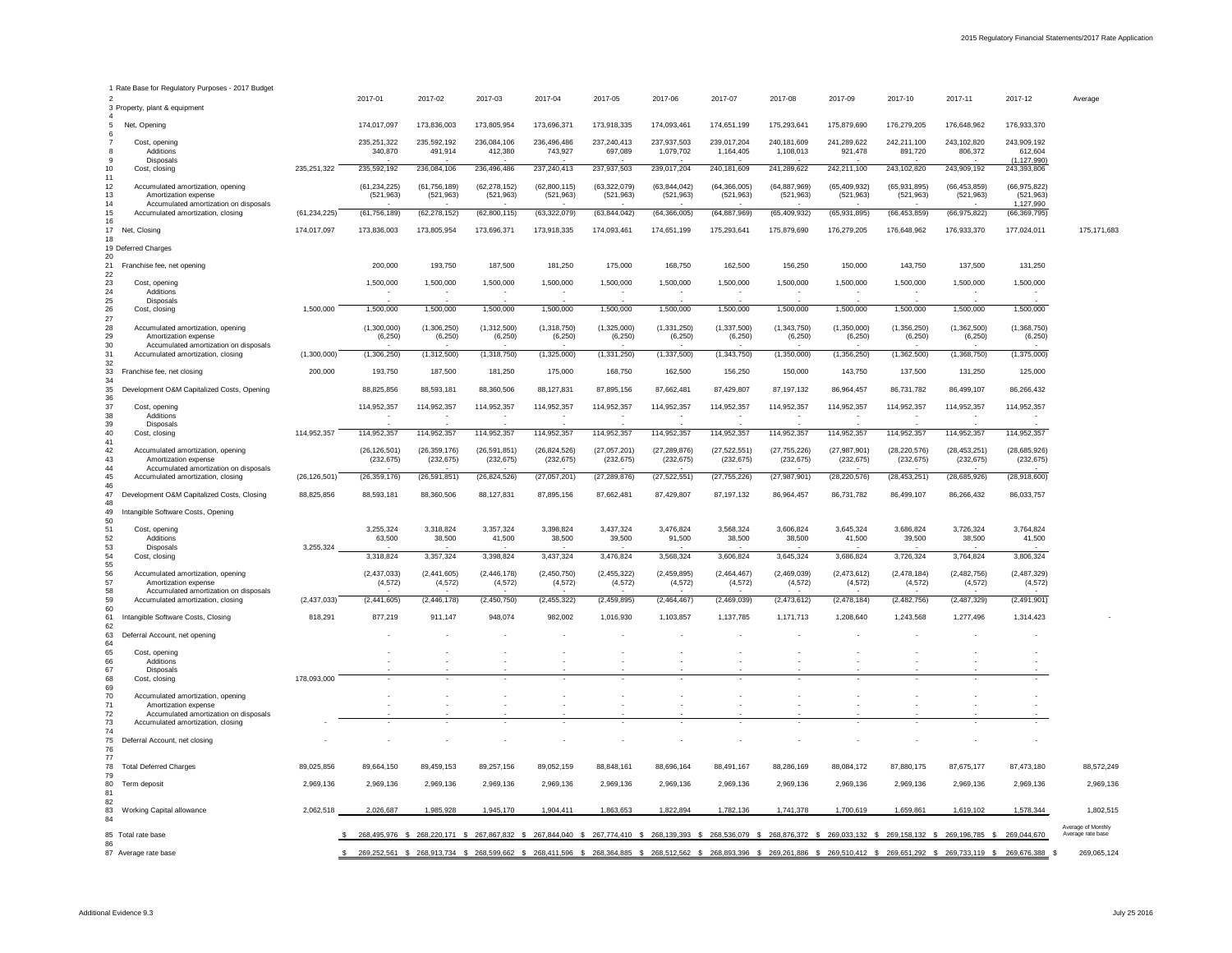| | | | 2017-01 | 2017-02 | 2017-03 | 2017-04 | 2017-05 | 2017-06 | 2017-07 | 2017-08 | 2017-09 | 2017-10 | 2017-11 | 2017-12 | Average |
|---|---|---|---|---|---|---|---|---|---|---|---|---|---|---|---|
| 1 | Rate Base for Regulatory Purposes - 2017 Budget | | | | | | | | | | | | | | |
| 3 | Property, plant & equipment | | | | | | | | | | | | | | |
| 5 | Net, Opening | | 174,017,097 | 173,836,003 | 173,805,954 | 173,696,371 | 173,918,335 | 174,093,461 | 174,651,199 | 175,293,641 | 175,879,690 | 176,279,205 | 176,648,962 | 176,933,370 | |
| 7 | Cost, opening | | 235,251,322 | 235,592,192 | 236,084,106 | 236,496,486 | 237,240,413 | 237,937,503 | 239,017,204 | 240,181,609 | 241,289,622 | 242,211,100 | 243,102,820 | 243,909,192 | |
| 8 | Additions | | 340,870 | 491,914 | 412,380 | 743,927 | 697,089 | 1,079,702 | 1,164,405 | 1,108,013 | 921,478 | 891,720 | 806,372 | 612,604 | |
| 9 | Disposals | | - | - | - | - | - | - | - | - | - | - | - | (1,127,990) | |
| 10 | Cost, closing | 235,251,322 | 235,592,192 | 236,084,106 | 236,496,486 | 237,240,413 | 237,937,503 | 239,017,204 | 240,181,609 | 241,289,622 | 242,211,100 | 243,102,820 | 243,909,192 | 243,393,806 | |
| 12 | Accumulated amortization, opening | | (61,234,225) | (61,756,189) | (62,278,152) | (62,800,115) | (63,322,079) | (63,844,042) | (64,366,005) | (64,887,969) | (65,409,932) | (65,931,895) | (66,453,859) | (66,975,822) | |
| 13 | Amortization expense | | (521,963) | (521,963) | (521,963) | (521,963) | (521,963) | (521,963) | (521,963) | (521,963) | (521,963) | (521,963) | (521,963) | (521,963) | |
| 14 | Accumulated amortization on disposals | | - | - | - | - | - | - | - | - | - | - | - | 1,127,990 | |
| 15 | Accumulated amortization, closing | (61,234,225) | (61,756,189) | (62,278,152) | (62,800,115) | (63,322,079) | (63,844,042) | (64,366,005) | (64,887,969) | (65,409,932) | (65,931,895) | (66,453,859) | (66,975,822) | (66,369,795) | |
| 17 | Net, Closing | 174,017,097 | 173,836,003 | 173,805,954 | 173,696,371 | 173,918,335 | 174,093,461 | 174,651,199 | 175,293,641 | 175,879,690 | 176,279,205 | 176,648,962 | 176,933,370 | 177,024,011 | 175,171,683 |
| 19 | Deferred Charges | | | | | | | | | | | | | | |
| 21 | Franchise fee, net opening | | 200,000 | 193,750 | 187,500 | 181,250 | 175,000 | 168,750 | 162,500 | 156,250 | 150,000 | 143,750 | 137,500 | 131,250 | |
| 23 | Cost, opening | | 1,500,000 | 1,500,000 | 1,500,000 | 1,500,000 | 1,500,000 | 1,500,000 | 1,500,000 | 1,500,000 | 1,500,000 | 1,500,000 | 1,500,000 | 1,500,000 | |
| 24 | Additions | | - | - | - | - | - | - | - | - | - | - | - | - | |
| 25 | Disposals | | - | - | - | - | - | - | - | - | - | - | - | - | |
| 26 | Cost, closing | 1,500,000 | 1,500,000 | 1,500,000 | 1,500,000 | 1,500,000 | 1,500,000 | 1,500,000 | 1,500,000 | 1,500,000 | 1,500,000 | 1,500,000 | 1,500,000 | 1,500,000 | |
| 28 | Accumulated amortization, opening | | (1,300,000) | (1,306,250) | (1,312,500) | (1,318,750) | (1,325,000) | (1,331,250) | (1,337,500) | (1,343,750) | (1,350,000) | (1,356,250) | (1,362,500) | (1,368,750) | |
| 29 | Amortization expense | | (6,250) | (6,250) | (6,250) | (6,250) | (6,250) | (6,250) | (6,250) | (6,250) | (6,250) | (6,250) | (6,250) | (6,250) | |
| 30 | Accumulated amortization on disposals | | - | - | - | - | - | - | - | - | - | - | - | - | |
| 31 | Accumulated amortization, closing | (1,300,000) | (1,306,250) | (1,312,500) | (1,318,750) | (1,325,000) | (1,331,250) | (1,337,500) | (1,343,750) | (1,350,000) | (1,356,250) | (1,362,500) | (1,368,750) | (1,375,000) | |
| 33 | Franchise fee, net closing | 200,000 | 193,750 | 187,500 | 181,250 | 175,000 | 168,750 | 162,500 | 156,250 | 150,000 | 143,750 | 137,500 | 131,250 | 125,000 | |
| 35 | Development O&M Capitalized Costs, Opening | | 88,825,856 | 88,593,181 | 88,360,506 | 88,127,831 | 87,895,156 | 87,662,481 | 87,429,807 | 87,197,132 | 86,964,457 | 86,731,782 | 86,499,107 | 86,266,432 | |
| 37 | Cost, opening | | 114,952,357 | 114,952,357 | 114,952,357 | 114,952,357 | 114,952,357 | 114,952,357 | 114,952,357 | 114,952,357 | 114,952,357 | 114,952,357 | 114,952,357 | 114,952,357 | |
| 38 | Additions | | - | - | - | - | - | - | - | - | - | - | - | - | |
| 39 | Disposals | | - | - | - | - | - | - | - | - | - | - | - | - | |
| 40 | Cost, closing | 114,952,357 | 114,952,357 | 114,952,357 | 114,952,357 | 114,952,357 | 114,952,357 | 114,952,357 | 114,952,357 | 114,952,357 | 114,952,357 | 114,952,357 | 114,952,357 | 114,952,357 | |
| 42 | Accumulated amortization, opening | | (26,126,501) | (26,359,176) | (26,591,851) | (26,824,526) | (27,057,201) | (27,289,876) | (27,522,551) | (27,755,226) | (27,987,901) | (28,220,576) | (28,453,251) | (28,685,926) | |
| 43 | Amortization expense | | (232,675) | (232,675) | (232,675) | (232,675) | (232,675) | (232,675) | (232,675) | (232,675) | (232,675) | (232,675) | (232,675) | (232,675) | |
| 44 | Accumulated amortization on disposals | | - | - | - | - | - | - | - | - | - | - | - | - | |
| 45 | Accumulated amortization, closing | (26,126,501) | (26,359,176) | (26,591,851) | (26,824,526) | (27,057,201) | (27,289,876) | (27,522,551) | (27,755,226) | (27,987,901) | (28,220,576) | (28,453,251) | (28,685,926) | (28,918,600) | |
| 47 | Development O&M Capitalized Costs, Closing | 88,825,856 | 88,593,181 | 88,360,506 | 88,127,831 | 87,895,156 | 87,662,481 | 87,429,807 | 87,197,132 | 86,964,457 | 86,731,782 | 86,499,107 | 86,266,432 | 86,033,757 | |
| 49 | Intangible Software Costs, Opening | | | | | | | | | | | | | | |
| 51 | Cost, opening | | 3,255,324 | 3,318,824 | 3,357,324 | 3,398,824 | 3,437,324 | 3,476,824 | 3,568,324 | 3,606,824 | 3,645,324 | 3,686,824 | 3,726,324 | 3,764,824 | |
| 52 | Additions | | 63,500 | 38,500 | 41,500 | 38,500 | 39,500 | 91,500 | 38,500 | 38,500 | 41,500 | 39,500 | 38,500 | 41,500 | |
| 53 | Disposals | 3,255,324 | - | - | - | - | - | - | - | - | - | - | - | - | |
| 54 | Cost, closing | | 3,318,824 | 3,357,324 | 3,398,824 | 3,437,324 | 3,476,824 | 3,568,324 | 3,606,824 | 3,645,324 | 3,686,824 | 3,726,324 | 3,764,824 | 3,806,324 | |
| 56 | Accumulated amortization, opening | | (2,437,033) | (2,441,605) | (2,446,178) | (2,450,750) | (2,455,322) | (2,459,895) | (2,464,467) | (2,469,039) | (2,473,612) | (2,478,184) | (2,482,756) | (2,487,329) | |
| 57 | Amortization expense | | (4,572) | (4,572) | (4,572) | (4,572) | (4,572) | (4,572) | (4,572) | (4,572) | (4,572) | (4,572) | (4,572) | (4,572) | |
| 58 | Accumulated amortization on disposals | | - | - | - | - | - | - | - | - | - | - | - | - | |
| 59 | Accumulated amortization, closing | (2,437,033) | (2,441,605) | (2,446,178) | (2,450,750) | (2,455,322) | (2,459,895) | (2,464,467) | (2,469,039) | (2,473,612) | (2,478,184) | (2,482,756) | (2,487,329) | (2,491,901) | |
| 61 | Intangible Software Costs, Closing | 818,291 | 877,219 | 911,147 | 948,074 | 982,002 | 1,016,930 | 1,103,857 | 1,137,785 | 1,171,713 | 1,208,640 | 1,243,568 | 1,277,496 | 1,314,423 | - |
| 63 | Deferral Account, net opening | | - | - | - | - | - | - | - | - | - | - | - | - | |
| 65 | Cost, opening | | - | - | - | - | - | - | - | - | - | - | - | - | |
| 66 | Additions | | - | - | - | - | - | - | - | - | - | - | - | - | |
| 67 | Disposals | | - | - | - | - | - | - | - | - | - | - | - | - | |
| 68 | Cost, closing | 178,093,000 | - | - | - | - | - | - | - | - | - | - | - | - | |
| 70 | Accumulated amortization, opening | | - | - | - | - | - | - | - | - | - | - | - | - | |
| 71 | Amortization expense | | - | - | - | - | - | - | - | - | - | - | - | - | |
| 72 | Accumulated amortization on disposals | | - | - | - | - | - | - | - | - | - | - | - | - | |
| 73 | Accumulated amortization, closing | - | - | - | - | - | - | - | - | - | - | - | - | - | |
| 75 | Deferral Account, net closing | - | - | - | - | - | - | - | - | - | - | - | - | - | |
| 78 | Total Deferred Charges | 89,025,856 | 89,664,150 | 89,459,153 | 89,257,156 | 89,052,159 | 88,848,161 | 88,696,164 | 88,491,167 | 88,286,169 | 88,084,172 | 87,880,175 | 87,675,177 | 87,473,180 | 88,572,249 |
| 80 | Term deposit | 2,969,136 | 2,969,136 | 2,969,136 | 2,969,136 | 2,969,136 | 2,969,136 | 2,969,136 | 2,969,136 | 2,969,136 | 2,969,136 | 2,969,136 | 2,969,136 | 2,969,136 | 2,969,136 |
| 83 | Working Capital allowance | 2,062,518 | 2,026,687 | 1,985,928 | 1,945,170 | 1,904,411 | 1,863,653 | 1,822,894 | 1,782,136 | 1,741,378 | 1,700,619 | 1,659,861 | 1,619,102 | 1,578,344 | 1,802,515 |
| | | | | | | | | | | | | | | | Average of Monthly Average rate base |
| 85 | Total rate base | $ | 268,495,976 | $ 268,220,171 | $ 267,867,832 | $ 267,844,040 | $ 267,774,410 | $ 268,139,393 | $ 268,536,079 | $ 268,876,372 | $ 269,033,132 | $ 269,158,132 | $ 269,196,785 | $ 269,044,670 | |
| 87 | Average rate base | $ | 269,252,561 | $ 268,913,734 | $ 268,599,662 | $ 268,411,596 | $ 268,364,885 | $ 268,512,562 | $ 268,893,396 | $ 269,261,886 | $ 269,510,412 | $ 269,651,292 | $ 269,733,119 | $ 269,676,388 | $ 269,065,124 |